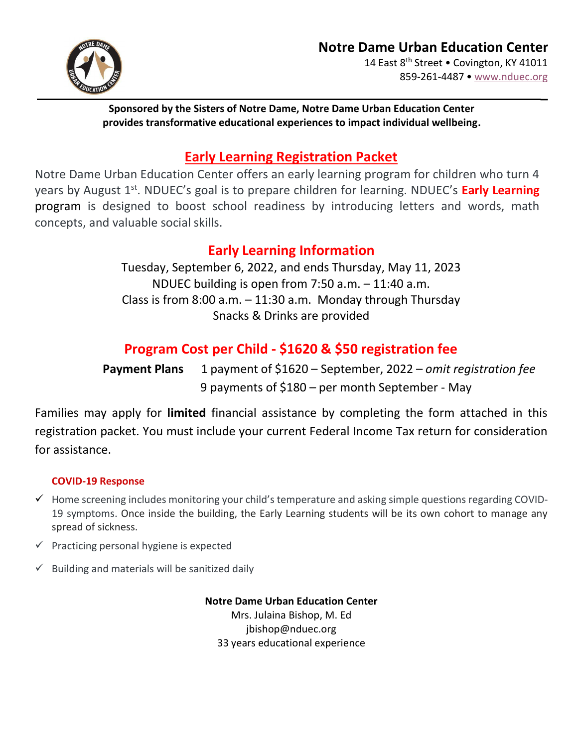**Notre Dame Urban Education Center**

14 East 8th Street • Covington, KY 41011

859-261-4487 • www.nduec.org

**Sponsored by the Sisters of Notre Dame, Notre Dame Urban Education Center provides transformative educational experiences to impact individual wellbeing.**

# Early Learning Registration Packet

Notre Dame Urban Education Center offers an early learning program for children who turn 4 years by August 1st. NDUEC's goal is to prepare children for learning. NDUEC's **Early Learning** program is designed to boost school readiness by introducing letters and words, math concepts, and valuable social skills.

## Early Learning Information

Tuesday, September 6, 2022, and ends Thursday, May 11, 2023

NDUEC building is open from 7:50 a.m. – 11:40 a.m.

Class is from 8:00 a.m. – 11:30 a.m. Monday through Thursday

Snacks & Drinks are provided

## Program Cost per Child - $1620 & $50 registration fee

**Payment Plans** 1 payment of $1620 – September, 2022 – *omit registration fee*

9 payments of $180 – per month September - May

Families may apply for **limited** financial assistance by completing the form attached in this registration packet. You must include your current Federal Income Tax return for consideration for assistance.

### COVID-19 Response

- ✓ Home screening includes monitoring your child's temperature and asking simple questions regarding COVID-19 symptoms. Once inside the building, the Early Learning students will be its own cohort to manage any spread of sickness.
- ✓ Practicing personal hygiene is expected
- ✓ Building and materials will be sanitized daily

**Notre Dame Urban Education Center**

Mrs. Julaina Bishop, M. Ed

jbishop@nduec.org

33 years educational experience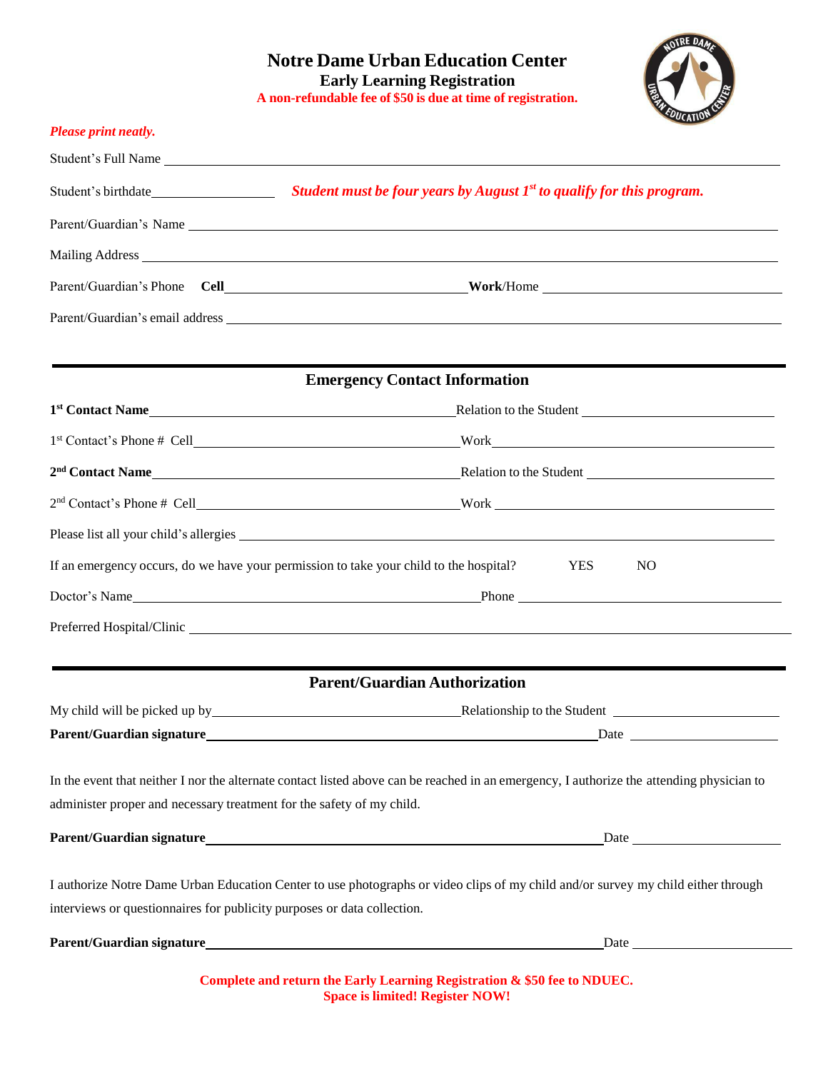# Notre Dame Urban Education Center

## Early Learning Registration

**A non-refundable fee of $50 is due at time of registration.**

*Please print neatly.*

Student's Full Name ______________________________

Student's birthdate ________________ ***Student must be four years by August 1st to qualify for this program.***

Parent/Guardian's Name ______________________________

Mailing Address ______________________________

Parent/Guardian's Phone **Cell** ________________ **Work**/Home ________________

Parent/Guardian's email address ______________________________

## Emergency Contact Information

**1st Contact Name** ________________ Relation to the Student ________________

1st Contact's Phone # Cell ________________ Work ________________

**2nd Contact Name** ________________ Relation to the Student ________________

2nd Contact's Phone # Cell ________________ Work ________________

Please list all your child's allergies ______________________________

If an emergency occurs, do we have your permission to take your child to the hospital? YES NO

Doctor's Name ________________ Phone ________________

Preferred Hospital/Clinic ______________________________

## Parent/Guardian Authorization

My child will be picked up by ________________ Relationship to the Student ________________

**Parent/Guardian signature** ________________ Date ________________

In the event that neither I nor the alternate contact listed above can be reached in an emergency, I authorize the attending physician to administer proper and necessary treatment for the safety of my child.

**Parent/Guardian signature** ________________ Date ________________

I authorize Notre Dame Urban Education Center to use photographs or video clips of my child and/or survey my child either through interviews or questionnaires for publicity purposes or data collection.

**Parent/Guardian signature** ________________ Date ________________

**Complete and return the Early Learning Registration & $50 fee to NDUEC.**
**Space is limited! Register NOW!**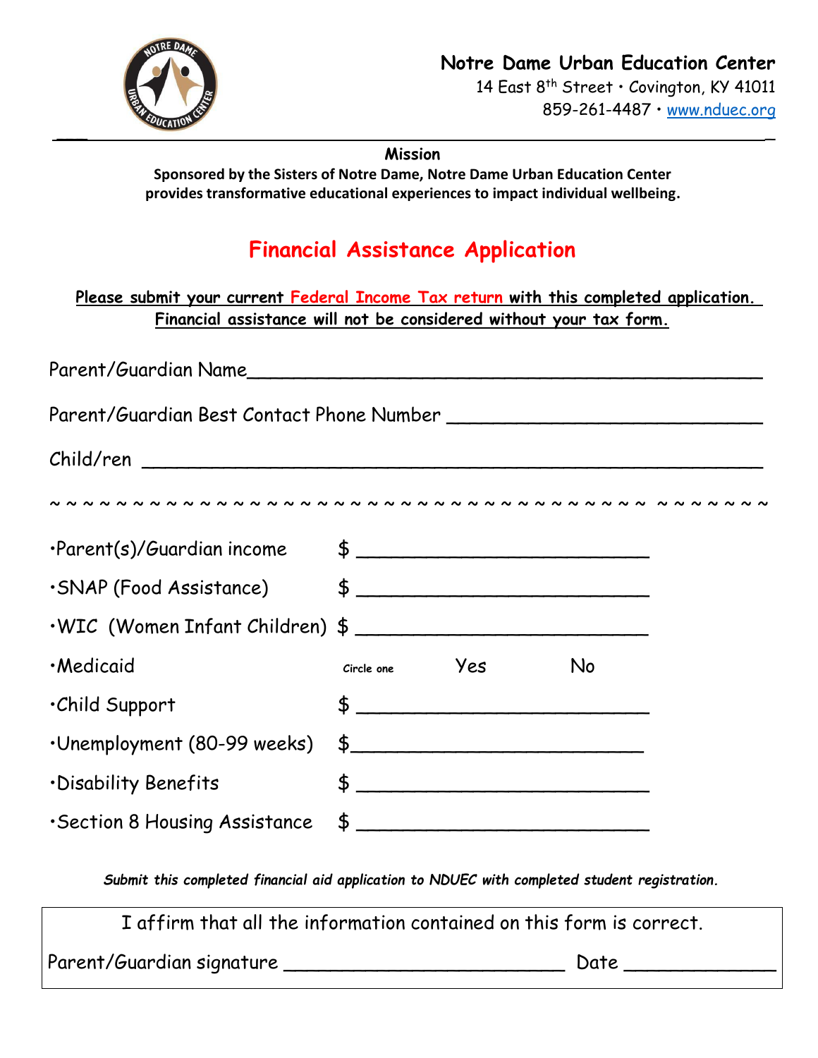**Notre Dame Urban Education Center**
14 East 8th Street • Covington, KY 41011
859-261-4487 • www.nduec.org

**Mission**

**Sponsored by the Sisters of Notre Dame, Notre Dame Urban Education Center provides transformative educational experiences to impact individual wellbeing.**

# Financial Assistance Application

**Please submit your current Federal Income Tax return with this completed application. Financial assistance will not be considered without your tax form.**

Parent/Guardian Name_______________________________________________

Parent/Guardian Best Contact Phone Number ___________________________

Child/ren _______________________________________________________

~ ~ ~ ~ ~ ~ ~ ~ ~ ~ ~ ~ ~ ~ ~ ~ ~ ~ ~ ~ ~ ~ ~ ~ ~ ~ ~ ~ ~ ~ ~ ~ ~ ~ ~ ~ ~ ~ ~ ~ ~ ~ ~ ~

•Parent(s)/Guardian income $ _________________________

•SNAP (Food Assistance) $ _________________________

•WIC (Women Infant Children) $ _________________________

•Medicaid Circle one Yes No

•Child Support $ _________________________

•Unemployment (80-99 weeks) $_________________________

•Disability Benefits $ _________________________

•Section 8 Housing Assistance $ _________________________

*Submit this completed financial aid application to NDUEC with completed student registration.*

I affirm that all the information contained on this form is correct.

Parent/Guardian signature _________________________ Date _____________